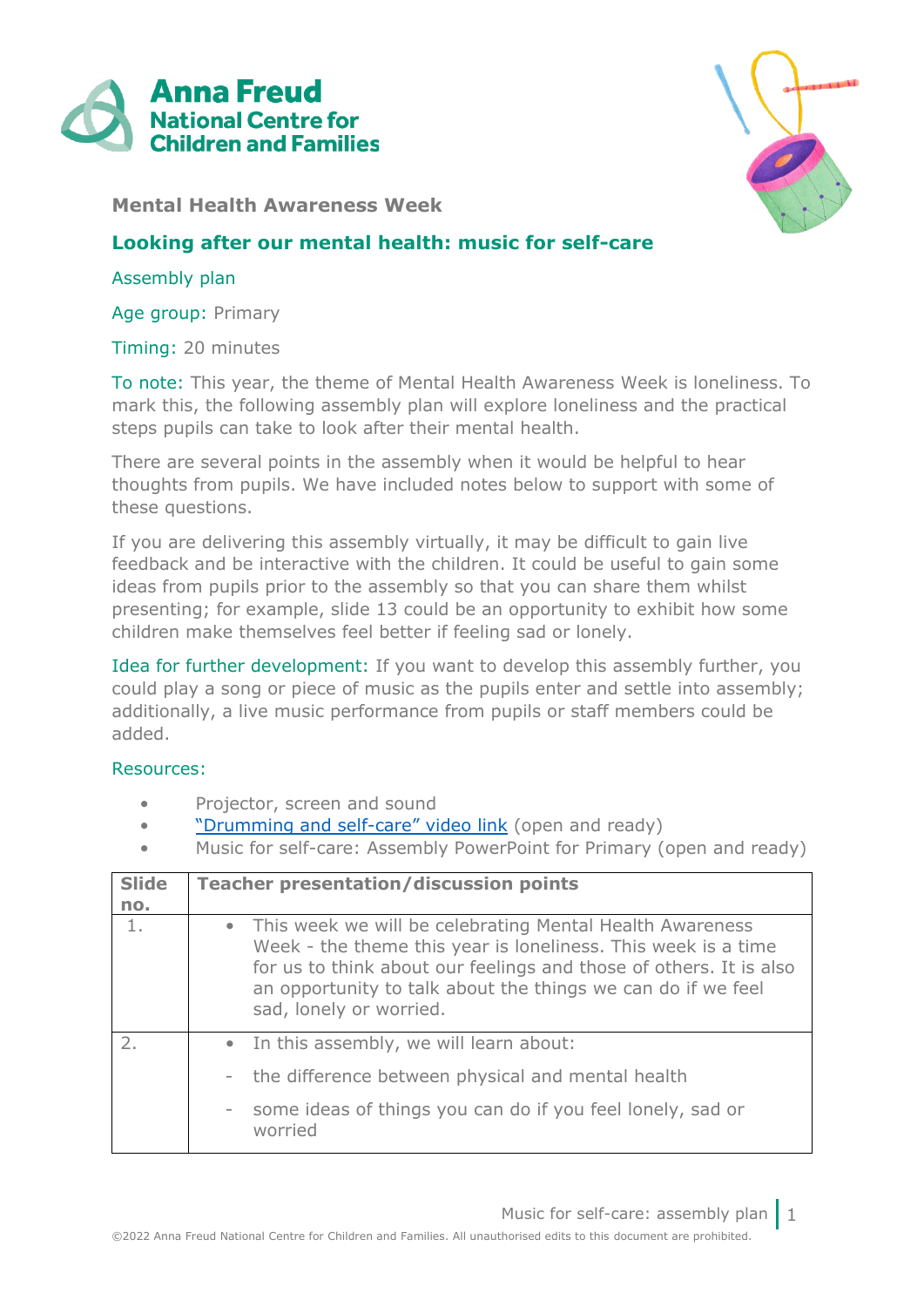# Anna Freud
## National Centre for Children and Families

**Mental Health Awareness Week**

## Looking after our mental health: music for self-care

Assembly plan

Age group: Primary

Timing: 20 minutes

To note: This year, the theme of Mental Health Awareness Week is loneliness. To mark this, the following assembly plan will explore loneliness and the practical steps pupils can take to look after their mental health.

There are several points in the assembly when it would be helpful to hear thoughts from pupils. We have included notes below to support with some of these questions.

If you are delivering this assembly virtually, it may be difficult to gain live feedback and be interactive with the children. It could be useful to gain some ideas from pupils prior to the assembly so that you can share them whilst presenting; for example, slide 13 could be an opportunity to exhibit how some children make themselves feel better if feeling sad or lonely.

Idea for further development: If you want to develop this assembly further, you could play a song or piece of music as the pupils enter and settle into assembly; additionally, a live music performance from pupils or staff members could be added.

Resources:

- Projector, screen and sound
- "Drumming and self-care" video link (open and ready)
- Music for self-care: Assembly PowerPoint for Primary (open and ready)

| Slide no. | Teacher presentation/discussion points |
|---|---|
| 1. | • This week we will be celebrating Mental Health Awareness Week - the theme this year is loneliness. This week is a time for us to think about our feelings and those of others. It is also an opportunity to talk about the things we can do if we feel sad, lonely or worried. |
| 2. | • In this assembly, we will learn about:<br>- the difference between physical and mental health<br>- some ideas of things you can do if you feel lonely, sad or worried |

©2022 Anna Freud National Centre for Children and Families. All unauthorised edits to this document are prohibited.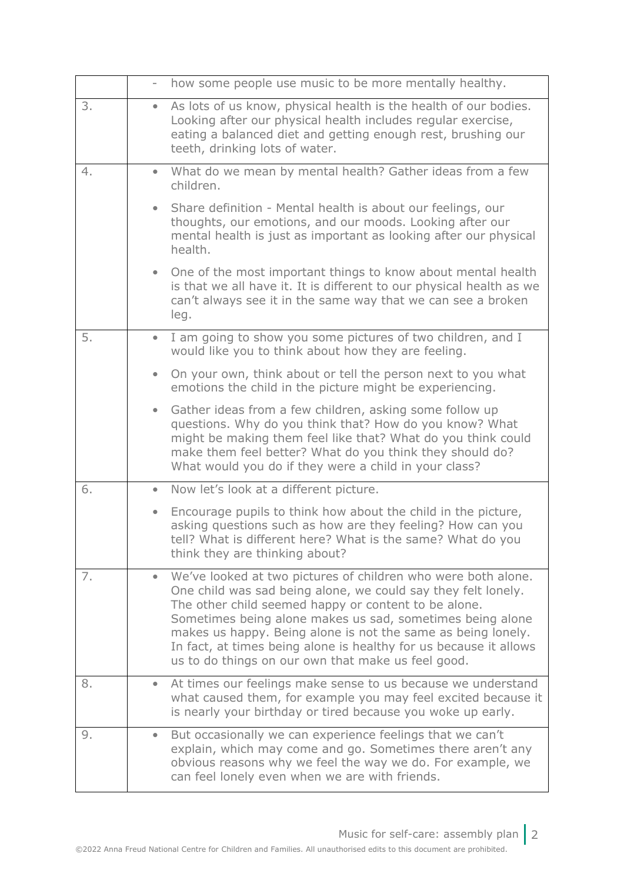| | |
|---|---|
| | - how some people use music to be more mentally healthy. |
| 3. | • As lots of us know, physical health is the health of our bodies. Looking after our physical health includes regular exercise, eating a balanced diet and getting enough rest, brushing our teeth, drinking lots of water. |
| 4. | • What do we mean by mental health? Gather ideas from a few children.<br>• Share definition - Mental health is about our feelings, our thoughts, our emotions, and our moods. Looking after our mental health is just as important as looking after our physical health.<br>• One of the most important things to know about mental health is that we all have it. It is different to our physical health as we can't always see it in the same way that we can see a broken leg. |
| 5. | • I am going to show you some pictures of two children, and I would like you to think about how they are feeling.<br>• On your own, think about or tell the person next to you what emotions the child in the picture might be experiencing.<br>• Gather ideas from a few children, asking some follow up questions. Why do you think that? How do you know? What might be making them feel like that? What do you think could make them feel better? What do you think they should do? What would you do if they were a child in your class? |
| 6. | • Now let's look at a different picture.<br>• Encourage pupils to think how about the child in the picture, asking questions such as how are they feeling? How can you tell? What is different here? What is the same? What do you think they are thinking about? |
| 7. | • We've looked at two pictures of children who were both alone. One child was sad being alone, we could say they felt lonely. The other child seemed happy or content to be alone. Sometimes being alone makes us sad, sometimes being alone makes us happy. Being alone is not the same as being lonely. In fact, at times being alone is healthy for us because it allows us to do things on our own that make us feel good. |
| 8. | • At times our feelings make sense to us because we understand what caused them, for example you may feel excited because it is nearly your birthday or tired because you woke up early. |
| 9. | • But occasionally we can experience feelings that we can't explain, which may come and go. Sometimes there aren't any obvious reasons why we feel the way we do. For example, we can feel lonely even when we are with friends. |

©2022 Anna Freud National Centre for Children and Families. All unauthorised edits to this document are prohibited.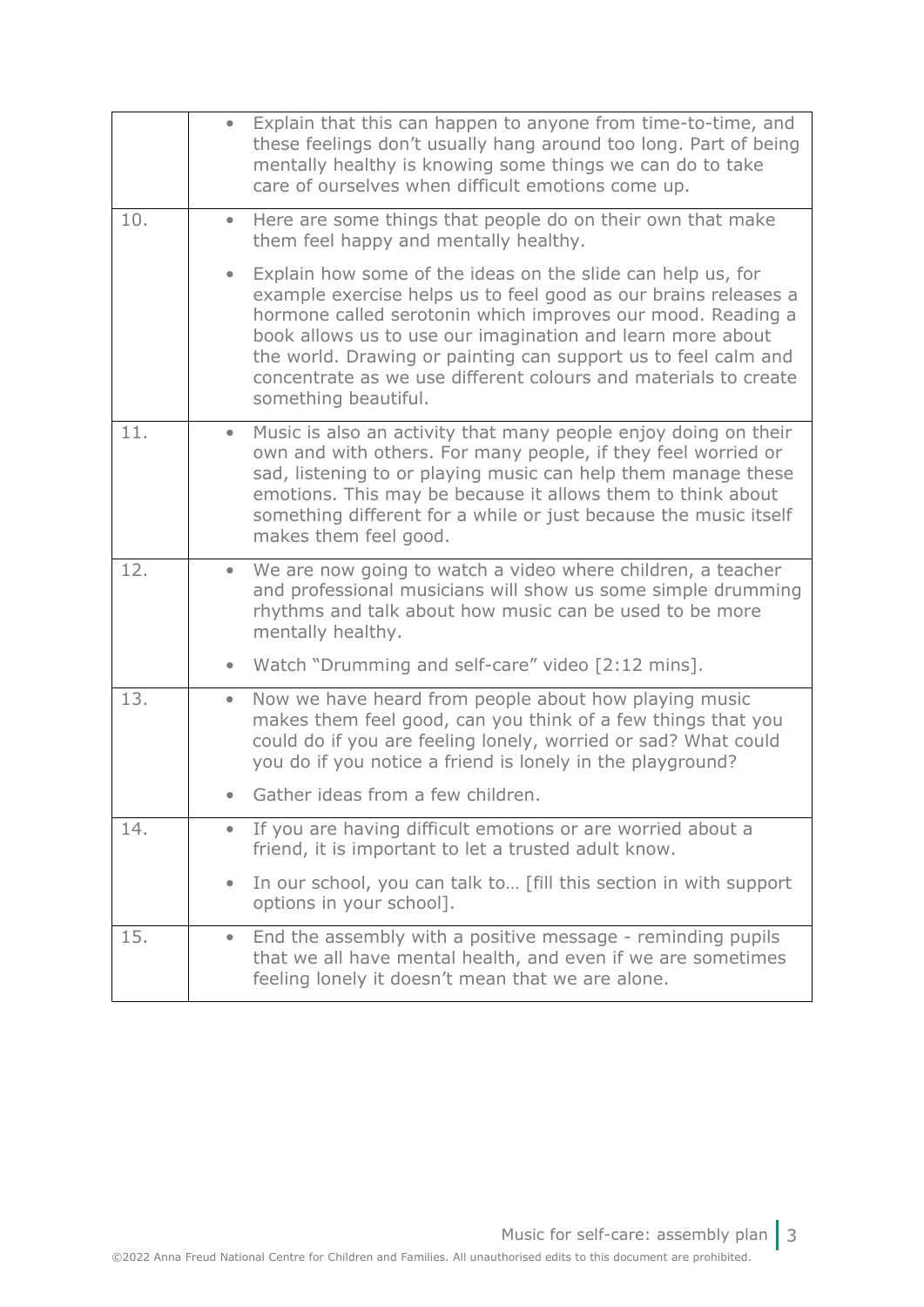| | |
|---|---|
| | • Explain that this can happen to anyone from time-to-time, and these feelings don't usually hang around too long. Part of being mentally healthy is knowing some things we can do to take care of ourselves when difficult emotions come up. |
| 10. | • Here are some things that people do on their own that make them feel happy and mentally healthy.<br>• Explain how some of the ideas on the slide can help us, for example exercise helps us to feel good as our brains releases a hormone called serotonin which improves our mood. Reading a book allows us to use our imagination and learn more about the world. Drawing or painting can support us to feel calm and concentrate as we use different colours and materials to create something beautiful. |
| 11. | • Music is also an activity that many people enjoy doing on their own and with others. For many people, if they feel worried or sad, listening to or playing music can help them manage these emotions. This may be because it allows them to think about something different for a while or just because the music itself makes them feel good. |
| 12. | • We are now going to watch a video where children, a teacher and professional musicians will show us some simple drumming rhythms and talk about how music can be used to be more mentally healthy.<br>• Watch "Drumming and self-care" video [2:12 mins]. |
| 13. | • Now we have heard from people about how playing music makes them feel good, can you think of a few things that you could do if you are feeling lonely, worried or sad? What could you do if you notice a friend is lonely in the playground?<br>• Gather ideas from a few children. |
| 14. | • If you are having difficult emotions or are worried about a friend, it is important to let a trusted adult know.<br>• In our school, you can talk to… [fill this section in with support options in your school]. |
| 15. | • End the assembly with a positive message - reminding pupils that we all have mental health, and even if we are sometimes feeling lonely it doesn't mean that we are alone. |

©2022 Anna Freud National Centre for Children and Families. All unauthorised edits to this document are prohibited.